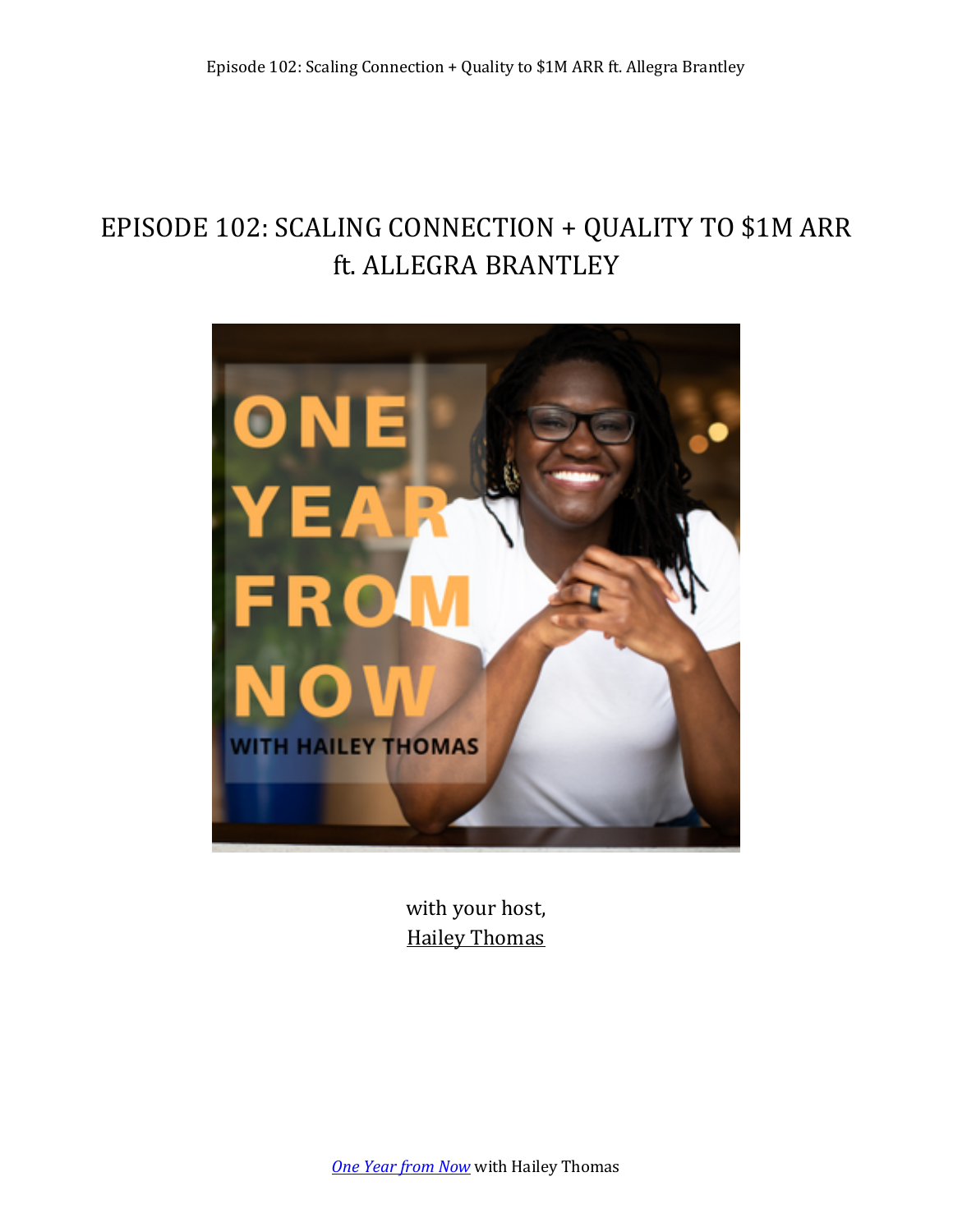# EPISODE 102: SCALING CONNECTION + QUALITY TO $1M ARR ft. ALLEGRA BRANTLEY

with your host,
Hailey Thomas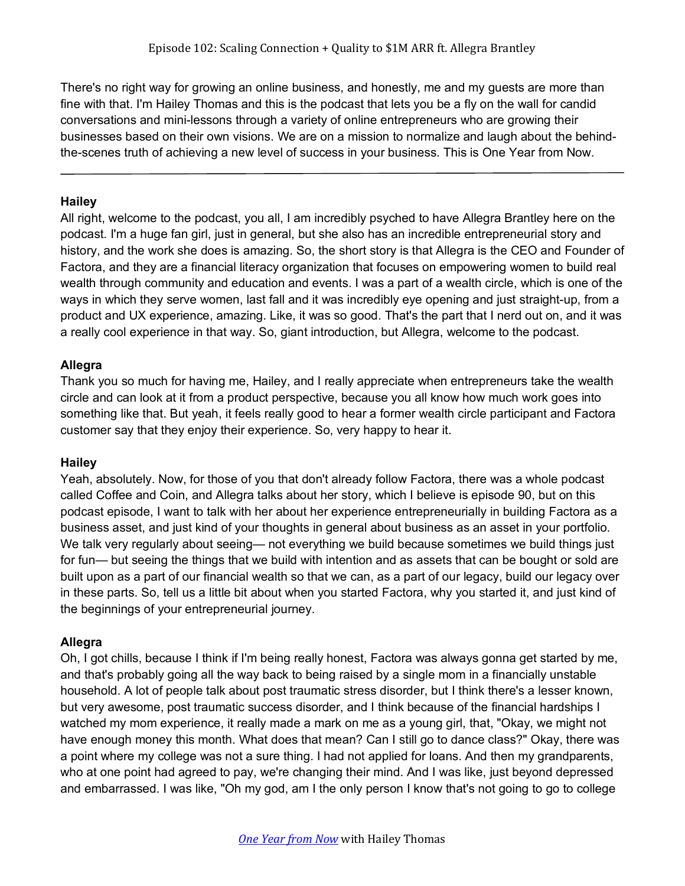There's no right way for growing an online business, and honestly, me and my guests are more than fine with that. I'm Hailey Thomas and this is the podcast that lets you be a fly on the wall for candid conversations and mini-lessons through a variety of online entrepreneurs who are growing their businesses based on their own visions. We are on a mission to normalize and laugh about the behind-the-scenes truth of achieving a new level of success in your business. This is One Year from Now.

---

**Hailey**
All right, welcome to the podcast, you all, I am incredibly psyched to have Allegra Brantley here on the podcast. I'm a huge fan girl, just in general, but she also has an incredible entrepreneurial story and history, and the work she does is amazing. So, the short story is that Allegra is the CEO and Founder of Factora, and they are a financial literacy organization that focuses on empowering women to build real wealth through community and education and events. I was a part of a wealth circle, which is one of the ways in which they serve women, last fall and it was incredibly eye opening and just straight-up, from a product and UX experience, amazing. Like, it was so good. That's the part that I nerd out on, and it was a really cool experience in that way. So, giant introduction, but Allegra, welcome to the podcast.

**Allegra**
Thank you so much for having me, Hailey, and I really appreciate when entrepreneurs take the wealth circle and can look at it from a product perspective, because you all know how much work goes into something like that. But yeah, it feels really good to hear a former wealth circle participant and Factora customer say that they enjoy their experience. So, very happy to hear it.

**Hailey**
Yeah, absolutely. Now, for those of you that don't already follow Factora, there was a whole podcast called Coffee and Coin, and Allegra talks about her story, which I believe is episode 90, but on this podcast episode, I want to talk with her about her experience entrepreneurially in building Factora as a business asset, and just kind of your thoughts in general about business as an asset in your portfolio. We talk very regularly about seeing— not everything we build because sometimes we build things just for fun— but seeing the things that we build with intention and as assets that can be bought or sold are built upon as a part of our financial wealth so that we can, as a part of our legacy, build our legacy over in these parts. So, tell us a little bit about when you started Factora, why you started it, and just kind of the beginnings of your entrepreneurial journey.

**Allegra**
Oh, I got chills, because I think if I'm being really honest, Factora was always gonna get started by me, and that's probably going all the way back to being raised by a single mom in a financially unstable household. A lot of people talk about post traumatic stress disorder, but I think there's a lesser known, but very awesome, post traumatic success disorder, and I think because of the financial hardships I watched my mom experience, it really made a mark on me as a young girl, that, "Okay, we might not have enough money this month. What does that mean? Can I still go to dance class?" Okay, there was a point where my college was not a sure thing. I had not applied for loans. And then my grandparents, who at one point had agreed to pay, we're changing their mind. And I was like, just beyond depressed and embarrassed. I was like, "Oh my god, am I the only person I know that's not going to go to college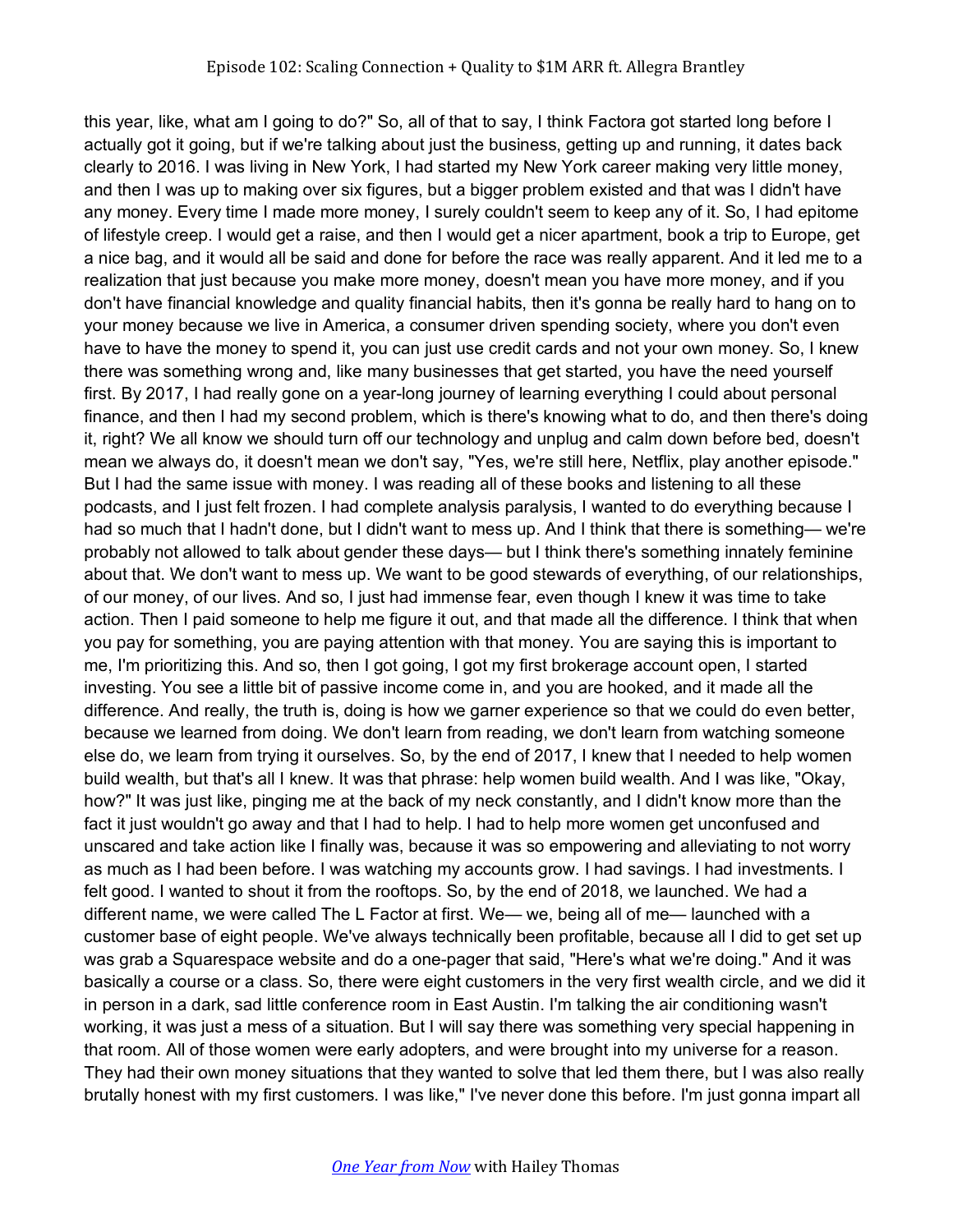this year, like, what am I going to do?" So, all of that to say, I think Factora got started long before I actually got it going, but if we're talking about just the business, getting up and running, it dates back clearly to 2016. I was living in New York, I had started my New York career making very little money, and then I was up to making over six figures, but a bigger problem existed and that was I didn't have any money. Every time I made more money, I surely couldn't seem to keep any of it. So, I had epitome of lifestyle creep. I would get a raise, and then I would get a nicer apartment, book a trip to Europe, get a nice bag, and it would all be said and done for before the race was really apparent. And it led me to a realization that just because you make more money, doesn't mean you have more money, and if you don't have financial knowledge and quality financial habits, then it's gonna be really hard to hang on to your money because we live in America, a consumer driven spending society, where you don't even have to have the money to spend it, you can just use credit cards and not your own money. So, I knew there was something wrong and, like many businesses that get started, you have the need yourself first. By 2017, I had really gone on a year-long journey of learning everything I could about personal finance, and then I had my second problem, which is there's knowing what to do, and then there's doing it, right? We all know we should turn off our technology and unplug and calm down before bed, doesn't mean we always do, it doesn't mean we don't say, "Yes, we're still here, Netflix, play another episode." But I had the same issue with money. I was reading all of these books and listening to all these podcasts, and I just felt frozen. I had complete analysis paralysis, I wanted to do everything because I had so much that I hadn't done, but I didn't want to mess up. And I think that there is something— we're probably not allowed to talk about gender these days— but I think there's something innately feminine about that. We don't want to mess up. We want to be good stewards of everything, of our relationships, of our money, of our lives. And so, I just had immense fear, even though I knew it was time to take action. Then I paid someone to help me figure it out, and that made all the difference. I think that when you pay for something, you are paying attention with that money. You are saying this is important to me, I'm prioritizing this. And so, then I got going, I got my first brokerage account open, I started investing. You see a little bit of passive income come in, and you are hooked, and it made all the difference. And really, the truth is, doing is how we garner experience so that we could do even better, because we learned from doing. We don't learn from reading, we don't learn from watching someone else do, we learn from trying it ourselves. So, by the end of 2017, I knew that I needed to help women build wealth, but that's all I knew. It was that phrase: help women build wealth. And I was like, "Okay, how?" It was just like, pinging me at the back of my neck constantly, and I didn't know more than the fact it just wouldn't go away and that I had to help. I had to help more women get unconfused and unscared and take action like I finally was, because it was so empowering and alleviating to not worry as much as I had been before. I was watching my accounts grow. I had savings. I had investments. I felt good. I wanted to shout it from the rooftops. So, by the end of 2018, we launched. We had a different name, we were called The L Factor at first. We— we, being all of me— launched with a customer base of eight people. We've always technically been profitable, because all I did to get set up was grab a Squarespace website and do a one-pager that said, "Here's what we're doing." And it was basically a course or a class. So, there were eight customers in the very first wealth circle, and we did it in person in a dark, sad little conference room in East Austin. I'm talking the air conditioning wasn't working, it was just a mess of a situation. But I will say there was something very special happening in that room. All of those women were early adopters, and were brought into my universe for a reason. They had their own money situations that they wanted to solve that led them there, but I was also really brutally honest with my first customers. I was like," I've never done this before. I'm just gonna impart all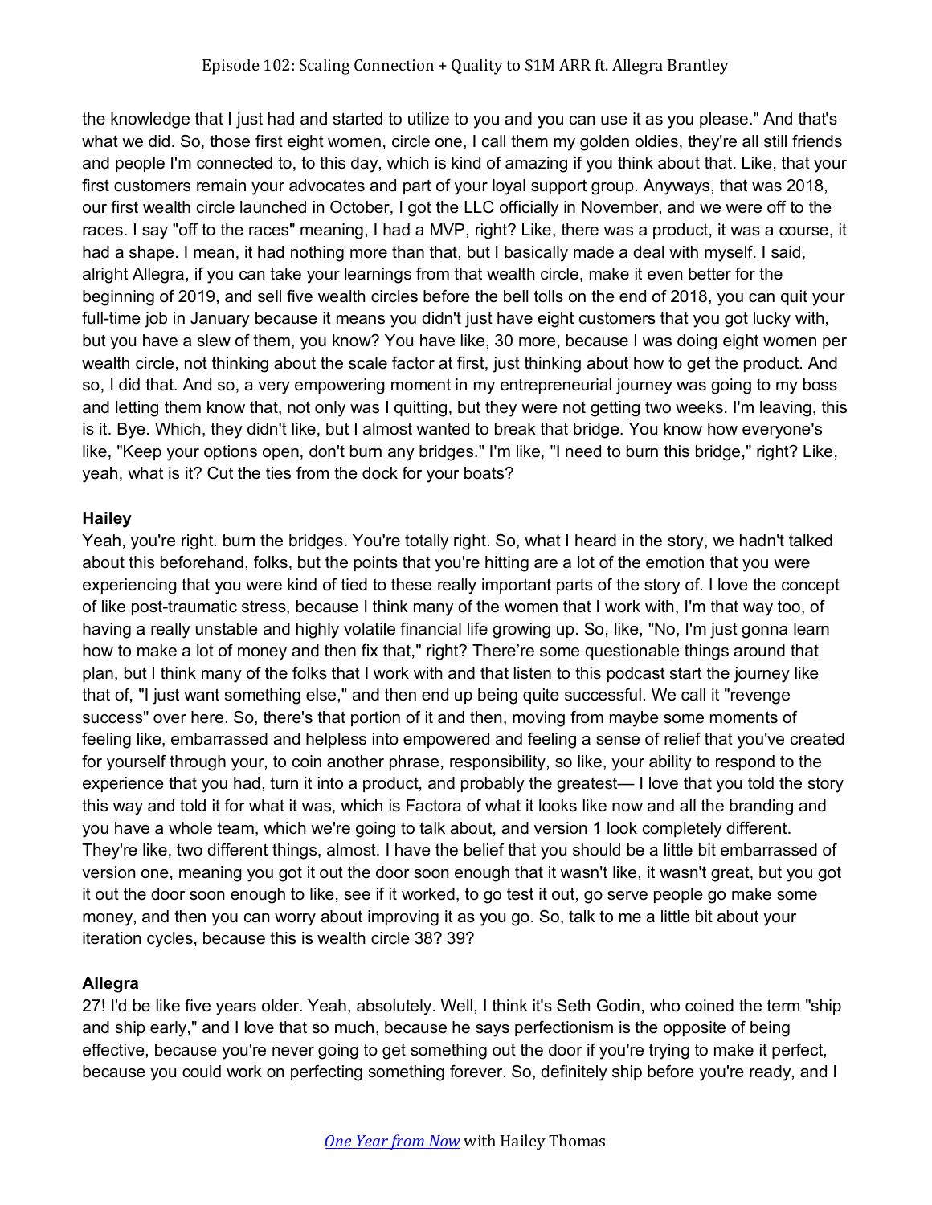the knowledge that I just had and started to utilize to you and you can use it as you please." And that's what we did. So, those first eight women, circle one, I call them my golden oldies, they're all still friends and people I'm connected to, to this day, which is kind of amazing if you think about that. Like, that your first customers remain your advocates and part of your loyal support group. Anyways, that was 2018, our first wealth circle launched in October, I got the LLC officially in November, and we were off to the races. I say "off to the races" meaning, I had a MVP, right? Like, there was a product, it was a course, it had a shape. I mean, it had nothing more than that, but I basically made a deal with myself. I said, alright Allegra, if you can take your learnings from that wealth circle, make it even better for the beginning of 2019, and sell five wealth circles before the bell tolls on the end of 2018, you can quit your full-time job in January because it means you didn't just have eight customers that you got lucky with, but you have a slew of them, you know? You have like, 30 more, because I was doing eight women per wealth circle, not thinking about the scale factor at first, just thinking about how to get the product. And so, I did that. And so, a very empowering moment in my entrepreneurial journey was going to my boss and letting them know that, not only was I quitting, but they were not getting two weeks. I'm leaving, this is it. Bye. Which, they didn't like, but I almost wanted to break that bridge. You know how everyone's like, "Keep your options open, don't burn any bridges." I'm like, "I need to burn this bridge," right? Like, yeah, what is it? Cut the ties from the dock for your boats?

**Hailey**

Yeah, you're right. burn the bridges. You're totally right. So, what I heard in the story, we hadn't talked about this beforehand, folks, but the points that you're hitting are a lot of the emotion that you were experiencing that you were kind of tied to these really important parts of the story of. I love the concept of like post-traumatic stress, because I think many of the women that I work with, I'm that way too, of having a really unstable and highly volatile financial life growing up. So, like, "No, I'm just gonna learn how to make a lot of money and then fix that," right? There're some questionable things around that plan, but I think many of the folks that I work with and that listen to this podcast start the journey like that of, "I just want something else," and then end up being quite successful. We call it "revenge success" over here. So, there's that portion of it and then, moving from maybe some moments of feeling like, embarrassed and helpless into empowered and feeling a sense of relief that you've created for yourself through your, to coin another phrase, responsibility, so like, your ability to respond to the experience that you had, turn it into a product, and probably the greatest— I love that you told the story this way and told it for what it was, which is Factora of what it looks like now and all the branding and you have a whole team, which we're going to talk about, and version 1 look completely different. They're like, two different things, almost. I have the belief that you should be a little bit embarrassed of version one, meaning you got it out the door soon enough that it wasn't like, it wasn't great, but you got it out the door soon enough to like, see if it worked, to go test it out, go serve people go make some money, and then you can worry about improving it as you go. So, talk to me a little bit about your iteration cycles, because this is wealth circle 38? 39?

**Allegra**

27! I'd be like five years older. Yeah, absolutely. Well, I think it's Seth Godin, who coined the term "ship and ship early," and I love that so much, because he says perfectionism is the opposite of being effective, because you're never going to get something out the door if you're trying to make it perfect, because you could work on perfecting something forever. So, definitely ship before you're ready, and I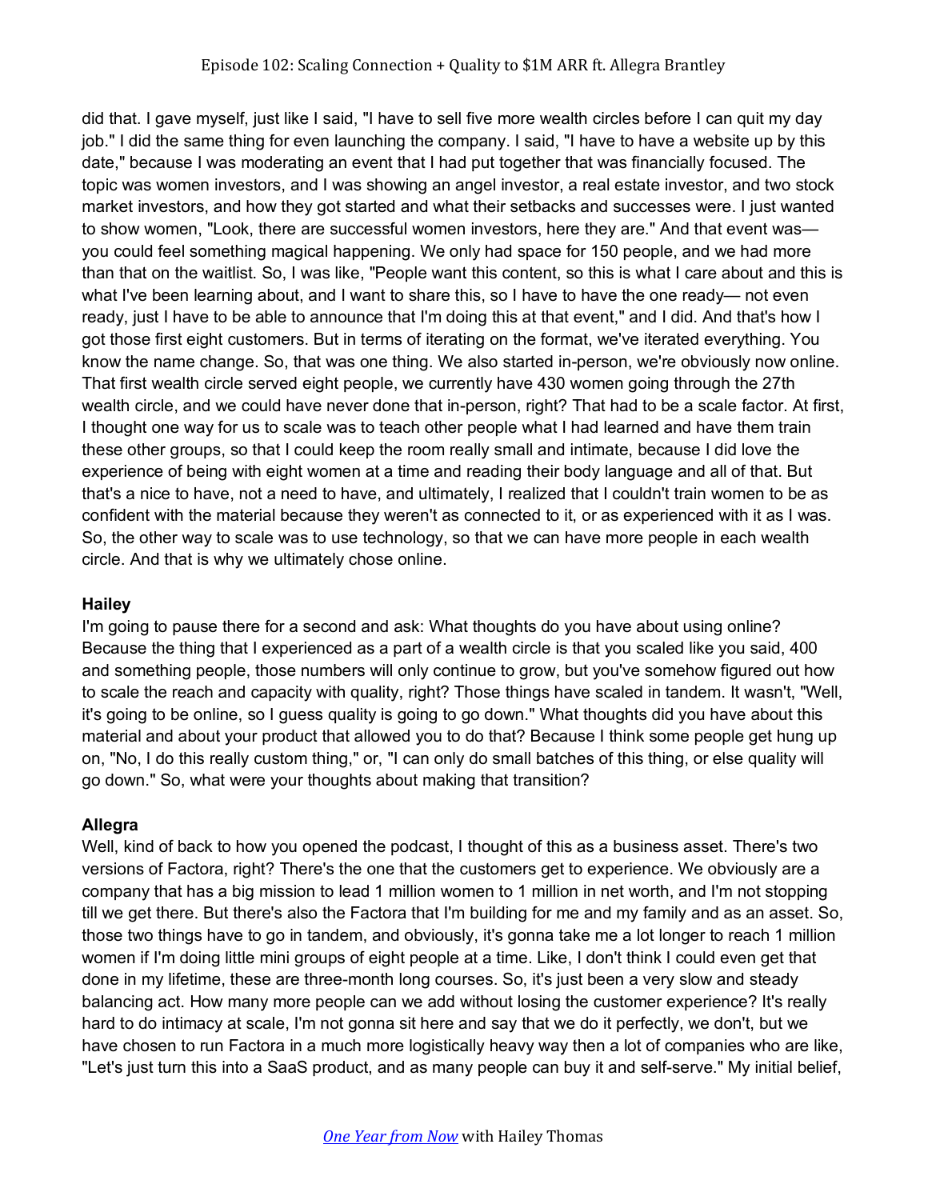did that. I gave myself, just like I said, "I have to sell five more wealth circles before I can quit my day job." I did the same thing for even launching the company. I said, "I have to have a website up by this date," because I was moderating an event that I had put together that was financially focused. The topic was women investors, and I was showing an angel investor, a real estate investor, and two stock market investors, and how they got started and what their setbacks and successes were. I just wanted to show women, "Look, there are successful women investors, here they are." And that event was— you could feel something magical happening. We only had space for 150 people, and we had more than that on the waitlist. So, I was like, "People want this content, so this is what I care about and this is what I've been learning about, and I want to share this, so I have to have the one ready— not even ready, just I have to be able to announce that I'm doing this at that event," and I did. And that's how I got those first eight customers. But in terms of iterating on the format, we've iterated everything. You know the name change. So, that was one thing. We also started in-person, we're obviously now online. That first wealth circle served eight people, we currently have 430 women going through the 27th wealth circle, and we could have never done that in-person, right? That had to be a scale factor. At first, I thought one way for us to scale was to teach other people what I had learned and have them train these other groups, so that I could keep the room really small and intimate, because I did love the experience of being with eight women at a time and reading their body language and all of that. But that's a nice to have, not a need to have, and ultimately, I realized that I couldn't train women to be as confident with the material because they weren't as connected to it, or as experienced with it as I was. So, the other way to scale was to use technology, so that we can have more people in each wealth circle. And that is why we ultimately chose online.

**Hailey**

I'm going to pause there for a second and ask: What thoughts do you have about using online? Because the thing that I experienced as a part of a wealth circle is that you scaled like you said, 400 and something people, those numbers will only continue to grow, but you've somehow figured out how to scale the reach and capacity with quality, right? Those things have scaled in tandem. It wasn't, "Well, it's going to be online, so I guess quality is going to go down." What thoughts did you have about this material and about your product that allowed you to do that? Because I think some people get hung up on, "No, I do this really custom thing," or, "I can only do small batches of this thing, or else quality will go down." So, what were your thoughts about making that transition?

**Allegra**

Well, kind of back to how you opened the podcast, I thought of this as a business asset. There's two versions of Factora, right? There's the one that the customers get to experience. We obviously are a company that has a big mission to lead 1 million women to 1 million in net worth, and I'm not stopping till we get there. But there's also the Factora that I'm building for me and my family and as an asset. So, those two things have to go in tandem, and obviously, it's gonna take me a lot longer to reach 1 million women if I'm doing little mini groups of eight people at a time. Like, I don't think I could even get that done in my lifetime, these are three-month long courses. So, it's just been a very slow and steady balancing act. How many more people can we add without losing the customer experience? It's really hard to do intimacy at scale, I'm not gonna sit here and say that we do it perfectly, we don't, but we have chosen to run Factora in a much more logistically heavy way then a lot of companies who are like, "Let's just turn this into a SaaS product, and as many people can buy it and self-serve." My initial belief,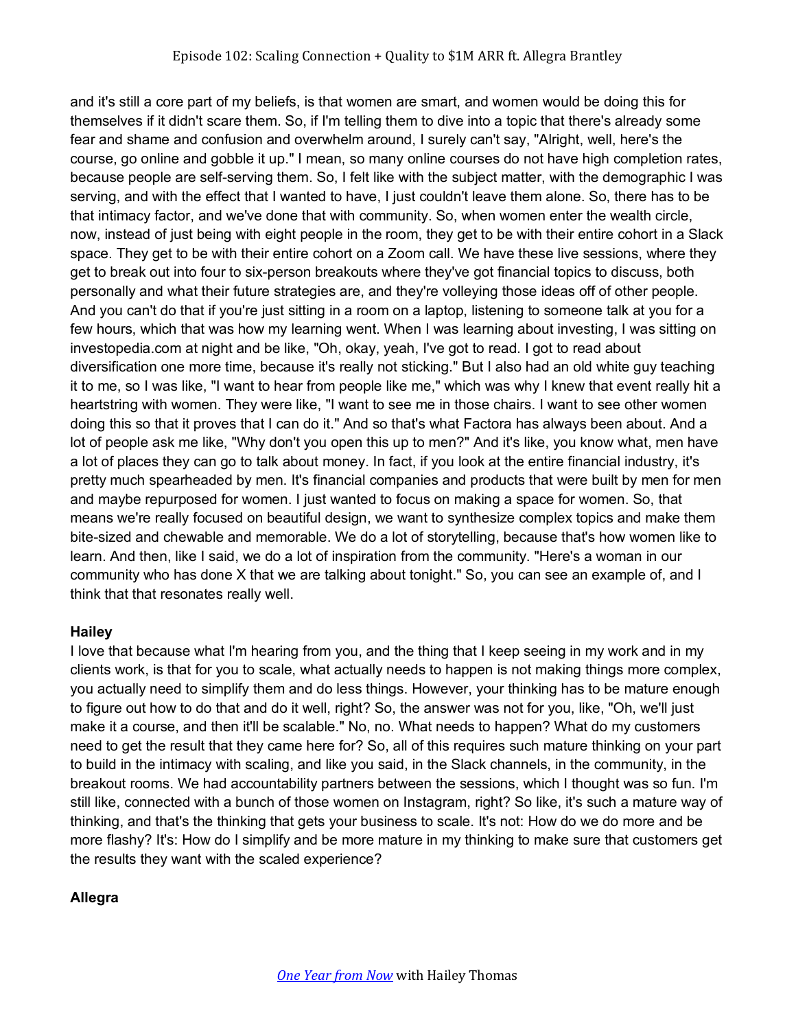and it's still a core part of my beliefs, is that women are smart, and women would be doing this for themselves if it didn't scare them. So, if I'm telling them to dive into a topic that there's already some fear and shame and confusion and overwhelm around, I surely can't say, "Alright, well, here's the course, go online and gobble it up." I mean, so many online courses do not have high completion rates, because people are self-serving them. So, I felt like with the subject matter, with the demographic I was serving, and with the effect that I wanted to have, I just couldn't leave them alone. So, there has to be that intimacy factor, and we've done that with community. So, when women enter the wealth circle, now, instead of just being with eight people in the room, they get to be with their entire cohort in a Slack space. They get to be with their entire cohort on a Zoom call. We have these live sessions, where they get to break out into four to six-person breakouts where they've got financial topics to discuss, both personally and what their future strategies are, and they're volleying those ideas off of other people. And you can't do that if you're just sitting in a room on a laptop, listening to someone talk at you for a few hours, which that was how my learning went. When I was learning about investing, I was sitting on investopedia.com at night and be like, "Oh, okay, yeah, I've got to read. I got to read about diversification one more time, because it's really not sticking." But I also had an old white guy teaching it to me, so I was like, "I want to hear from people like me," which was why I knew that event really hit a heartstring with women. They were like, "I want to see me in those chairs. I want to see other women doing this so that it proves that I can do it." And so that's what Factora has always been about. And a lot of people ask me like, "Why don't you open this up to men?" And it's like, you know what, men have a lot of places they can go to talk about money. In fact, if you look at the entire financial industry, it's pretty much spearheaded by men. It's financial companies and products that were built by men for men and maybe repurposed for women. I just wanted to focus on making a space for women. So, that means we're really focused on beautiful design, we want to synthesize complex topics and make them bite-sized and chewable and memorable. We do a lot of storytelling, because that's how women like to learn. And then, like I said, we do a lot of inspiration from the community. "Here's a woman in our community who has done X that we are talking about tonight." So, you can see an example of, and I think that that resonates really well.

**Hailey**

I love that because what I'm hearing from you, and the thing that I keep seeing in my work and in my clients work, is that for you to scale, what actually needs to happen is not making things more complex, you actually need to simplify them and do less things. However, your thinking has to be mature enough to figure out how to do that and do it well, right? So, the answer was not for you, like, "Oh, we'll just make it a course, and then it'll be scalable." No, no. What needs to happen? What do my customers need to get the result that they came here for? So, all of this requires such mature thinking on your part to build in the intimacy with scaling, and like you said, in the Slack channels, in the community, in the breakout rooms. We had accountability partners between the sessions, which I thought was so fun. I'm still like, connected with a bunch of those women on Instagram, right? So like, it's such a mature way of thinking, and that's the thinking that gets your business to scale. It's not: How do we do more and be more flashy? It's: How do I simplify and be more mature in my thinking to make sure that customers get the results they want with the scaled experience?

**Allegra**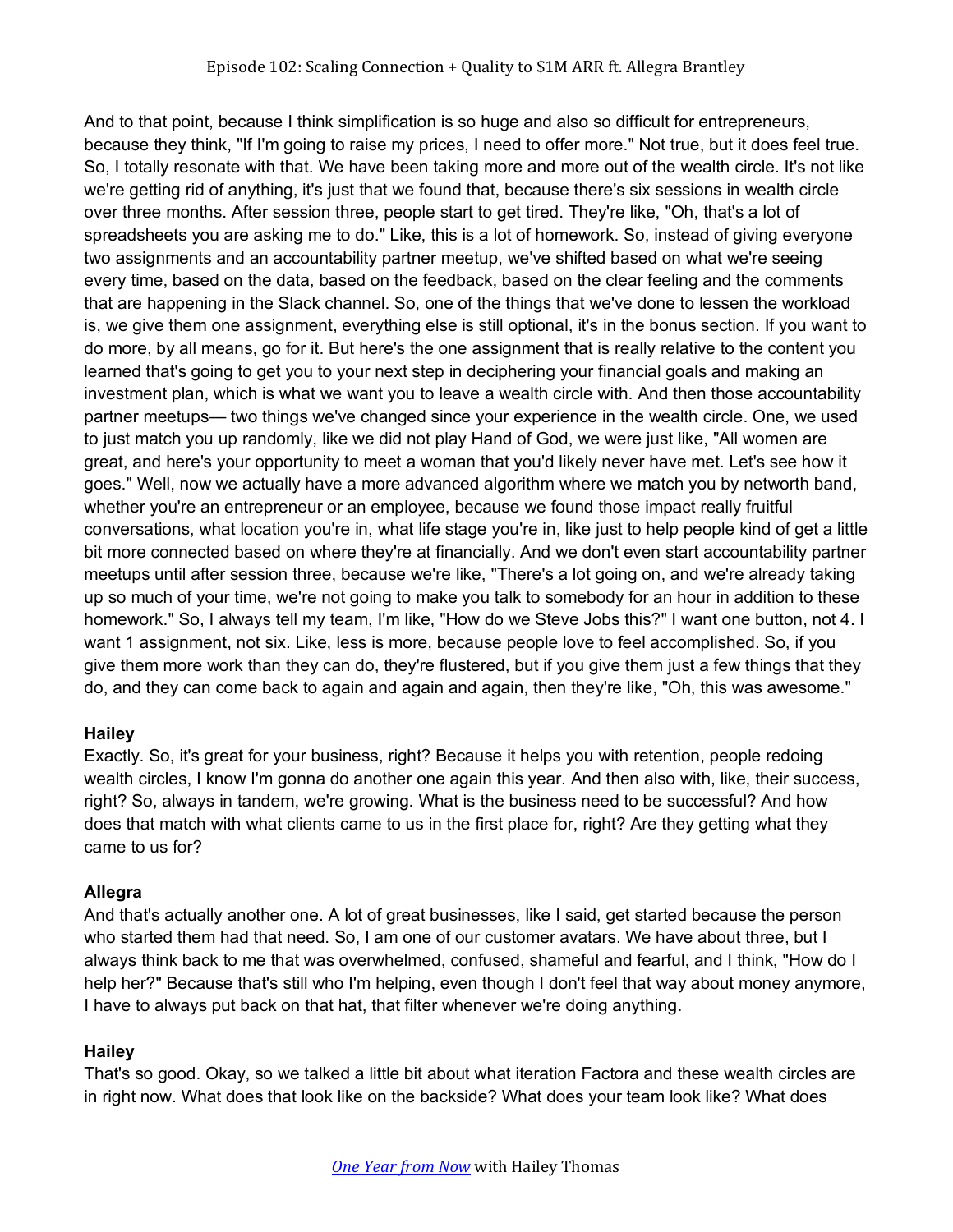And to that point, because I think simplification is so huge and also so difficult for entrepreneurs, because they think, "If I'm going to raise my prices, I need to offer more." Not true, but it does feel true. So, I totally resonate with that. We have been taking more and more out of the wealth circle. It's not like we're getting rid of anything, it's just that we found that, because there's six sessions in wealth circle over three months. After session three, people start to get tired. They're like, "Oh, that's a lot of spreadsheets you are asking me to do." Like, this is a lot of homework. So, instead of giving everyone two assignments and an accountability partner meetup, we've shifted based on what we're seeing every time, based on the data, based on the feedback, based on the clear feeling and the comments that are happening in the Slack channel. So, one of the things that we've done to lessen the workload is, we give them one assignment, everything else is still optional, it's in the bonus section. If you want to do more, by all means, go for it. But here's the one assignment that is really relative to the content you learned that's going to get you to your next step in deciphering your financial goals and making an investment plan, which is what we want you to leave a wealth circle with. And then those accountability partner meetups— two things we've changed since your experience in the wealth circle. One, we used to just match you up randomly, like we did not play Hand of God, we were just like, "All women are great, and here's your opportunity to meet a woman that you'd likely never have met. Let's see how it goes." Well, now we actually have a more advanced algorithm where we match you by networth band, whether you're an entrepreneur or an employee, because we found those impact really fruitful conversations, what location you're in, what life stage you're in, like just to help people kind of get a little bit more connected based on where they're at financially. And we don't even start accountability partner meetups until after session three, because we're like, "There's a lot going on, and we're already taking up so much of your time, we're not going to make you talk to somebody for an hour in addition to these homework." So, I always tell my team, I'm like, "How do we Steve Jobs this?" I want one button, not 4. I want 1 assignment, not six. Like, less is more, because people love to feel accomplished. So, if you give them more work than they can do, they're flustered, but if you give them just a few things that they do, and they can come back to again and again and again, then they're like, "Oh, this was awesome."

**Hailey**
Exactly. So, it's great for your business, right? Because it helps you with retention, people redoing wealth circles, I know I'm gonna do another one again this year. And then also with, like, their success, right? So, always in tandem, we're growing. What is the business need to be successful? And how does that match with what clients came to us in the first place for, right? Are they getting what they came to us for?

**Allegra**
And that's actually another one. A lot of great businesses, like I said, get started because the person who started them had that need. So, I am one of our customer avatars. We have about three, but I always think back to me that was overwhelmed, confused, shameful and fearful, and I think, "How do I help her?" Because that's still who I'm helping, even though I don't feel that way about money anymore, I have to always put back on that hat, that filter whenever we're doing anything.

**Hailey**
That's so good. Okay, so we talked a little bit about what iteration Factora and these wealth circles are in right now. What does that look like on the backside? What does your team look like? What does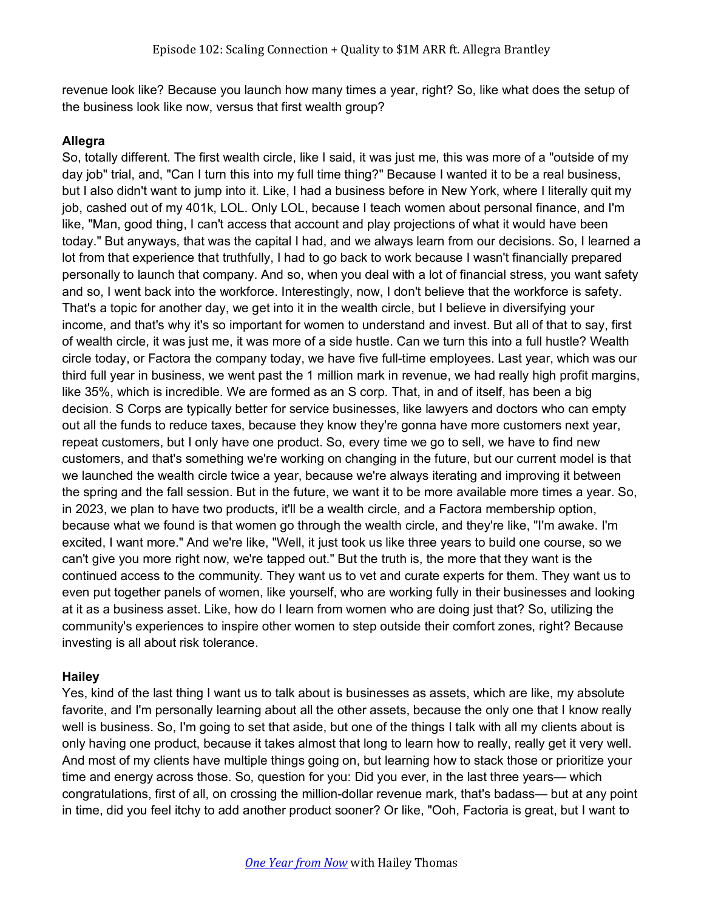revenue look like? Because you launch how many times a year, right? So, like what does the setup of the business look like now, versus that first wealth group?

**Allegra**

So, totally different. The first wealth circle, like I said, it was just me, this was more of a "outside of my day job" trial, and, "Can I turn this into my full time thing?" Because I wanted it to be a real business, but I also didn't want to jump into it. Like, I had a business before in New York, where I literally quit my job, cashed out of my 401k, LOL. Only LOL, because I teach women about personal finance, and I'm like, "Man, good thing, I can't access that account and play projections of what it would have been today." But anyways, that was the capital I had, and we always learn from our decisions. So, I learned a lot from that experience that truthfully, I had to go back to work because I wasn't financially prepared personally to launch that company. And so, when you deal with a lot of financial stress, you want safety and so, I went back into the workforce. Interestingly, now, I don't believe that the workforce is safety. That's a topic for another day, we get into it in the wealth circle, but I believe in diversifying your income, and that's why it's so important for women to understand and invest. But all of that to say, first of wealth circle, it was just me, it was more of a side hustle. Can we turn this into a full hustle? Wealth circle today, or Factora the company today, we have five full-time employees. Last year, which was our third full year in business, we went past the 1 million mark in revenue, we had really high profit margins, like 35%, which is incredible. We are formed as an S corp. That, in and of itself, has been a big decision. S Corps are typically better for service businesses, like lawyers and doctors who can empty out all the funds to reduce taxes, because they know they're gonna have more customers next year, repeat customers, but I only have one product. So, every time we go to sell, we have to find new customers, and that's something we're working on changing in the future, but our current model is that we launched the wealth circle twice a year, because we're always iterating and improving it between the spring and the fall session. But in the future, we want it to be more available more times a year. So, in 2023, we plan to have two products, it'll be a wealth circle, and a Factora membership option, because what we found is that women go through the wealth circle, and they're like, "I'm awake. I'm excited, I want more." And we're like, "Well, it just took us like three years to build one course, so we can't give you more right now, we're tapped out." But the truth is, the more that they want is the continued access to the community. They want us to vet and curate experts for them. They want us to even put together panels of women, like yourself, who are working fully in their businesses and looking at it as a business asset. Like, how do I learn from women who are doing just that? So, utilizing the community's experiences to inspire other women to step outside their comfort zones, right? Because investing is all about risk tolerance.

**Hailey**

Yes, kind of the last thing I want us to talk about is businesses as assets, which are like, my absolute favorite, and I'm personally learning about all the other assets, because the only one that I know really well is business. So, I'm going to set that aside, but one of the things I talk with all my clients about is only having one product, because it takes almost that long to learn how to really, really get it very well. And most of my clients have multiple things going on, but learning how to stack those or prioritize your time and energy across those. So, question for you: Did you ever, in the last three years— which congratulations, first of all, on crossing the million-dollar revenue mark, that's badass— but at any point in time, did you feel itchy to add another product sooner? Or like, "Ooh, Factoria is great, but I want to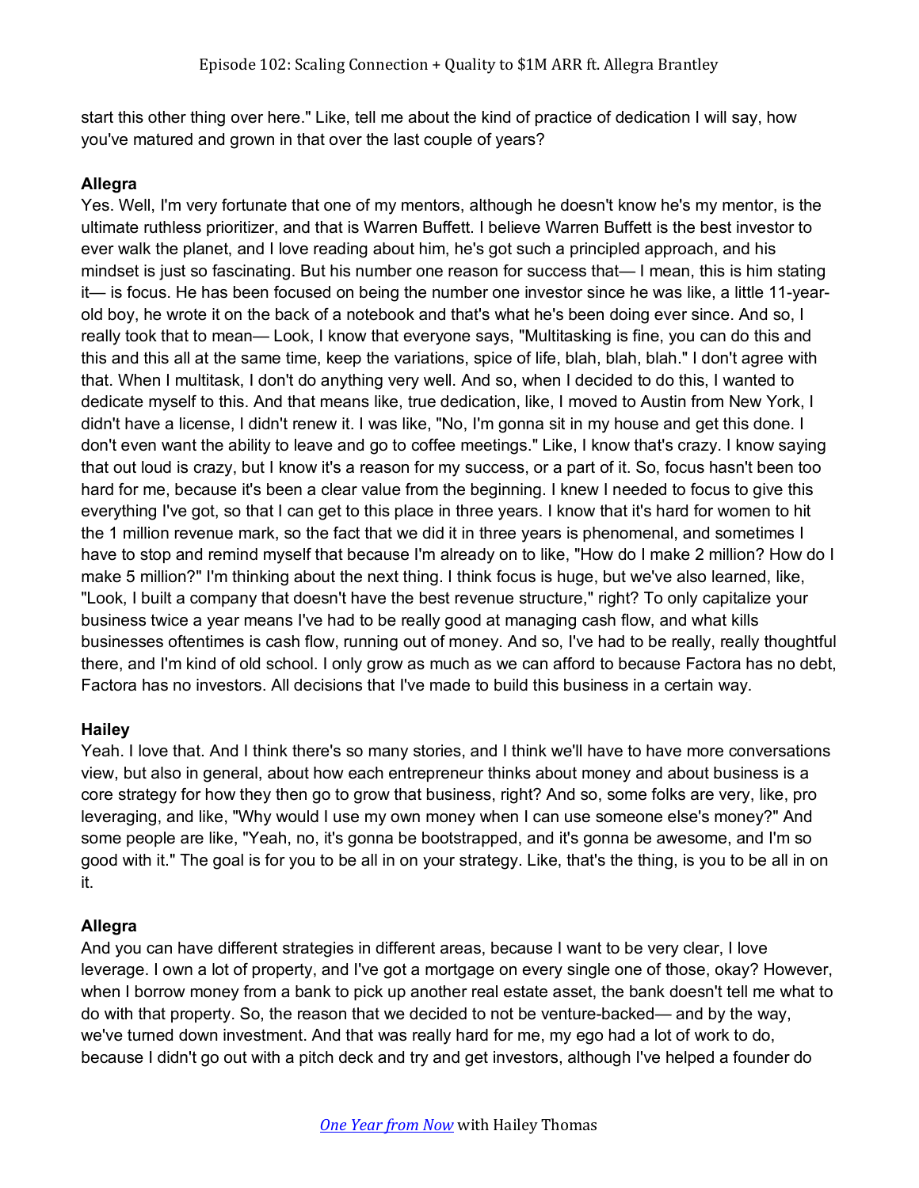start this other thing over here." Like, tell me about the kind of practice of dedication I will say, how you've matured and grown in that over the last couple of years?

**Allegra**
Yes. Well, I'm very fortunate that one of my mentors, although he doesn't know he's my mentor, is the ultimate ruthless prioritizer, and that is Warren Buffett. I believe Warren Buffett is the best investor to ever walk the planet, and I love reading about him, he's got such a principled approach, and his mindset is just so fascinating. But his number one reason for success that— I mean, this is him stating it— is focus. He has been focused on being the number one investor since he was like, a little 11-year-old boy, he wrote it on the back of a notebook and that's what he's been doing ever since. And so, I really took that to mean— Look, I know that everyone says, "Multitasking is fine, you can do this and this and this all at the same time, keep the variations, spice of life, blah, blah, blah." I don't agree with that. When I multitask, I don't do anything very well. And so, when I decided to do this, I wanted to dedicate myself to this. And that means like, true dedication, like, I moved to Austin from New York, I didn't have a license, I didn't renew it. I was like, "No, I'm gonna sit in my house and get this done. I don't even want the ability to leave and go to coffee meetings." Like, I know that's crazy. I know saying that out loud is crazy, but I know it's a reason for my success, or a part of it. So, focus hasn't been too hard for me, because it's been a clear value from the beginning. I knew I needed to focus to give this everything I've got, so that I can get to this place in three years. I know that it's hard for women to hit the 1 million revenue mark, so the fact that we did it in three years is phenomenal, and sometimes I have to stop and remind myself that because I'm already on to like, "How do I make 2 million? How do I make 5 million?" I'm thinking about the next thing. I think focus is huge, but we've also learned, like, "Look, I built a company that doesn't have the best revenue structure," right? To only capitalize your business twice a year means I've had to be really good at managing cash flow, and what kills businesses oftentimes is cash flow, running out of money. And so, I've had to be really, really thoughtful there, and I'm kind of old school. I only grow as much as we can afford to because Factora has no debt, Factora has no investors. All decisions that I've made to build this business in a certain way.

**Hailey**
Yeah. I love that. And I think there's so many stories, and I think we'll have to have more conversations view, but also in general, about how each entrepreneur thinks about money and about business is a core strategy for how they then go to grow that business, right? And so, some folks are very, like, pro leveraging, and like, "Why would I use my own money when I can use someone else's money?" And some people are like, "Yeah, no, it's gonna be bootstrapped, and it's gonna be awesome, and I'm so good with it." The goal is for you to be all in on your strategy. Like, that's the thing, is you to be all in on it.

**Allegra**
And you can have different strategies in different areas, because I want to be very clear, I love leverage. I own a lot of property, and I've got a mortgage on every single one of those, okay? However, when I borrow money from a bank to pick up another real estate asset, the bank doesn't tell me what to do with that property. So, the reason that we decided to not be venture-backed— and by the way, we've turned down investment. And that was really hard for me, my ego had a lot of work to do, because I didn't go out with a pitch deck and try and get investors, although I've helped a founder do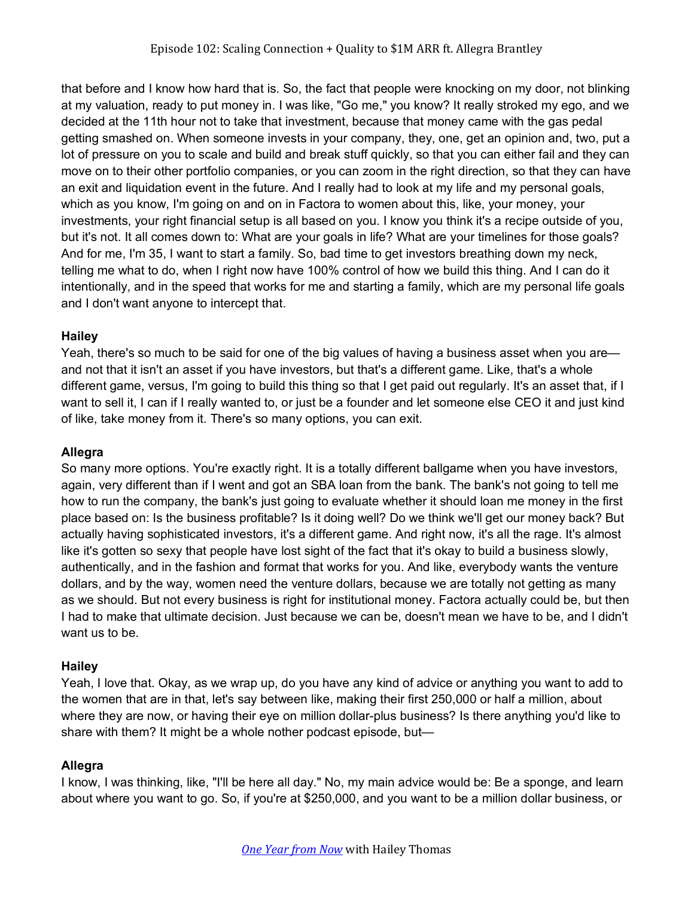that before and I know how hard that is. So, the fact that people were knocking on my door, not blinking at my valuation, ready to put money in. I was like, "Go me," you know? It really stroked my ego, and we decided at the 11th hour not to take that investment, because that money came with the gas pedal getting smashed on. When someone invests in your company, they, one, get an opinion and, two, put a lot of pressure on you to scale and build and break stuff quickly, so that you can either fail and they can move on to their other portfolio companies, or you can zoom in the right direction, so that they can have an exit and liquidation event in the future. And I really had to look at my life and my personal goals, which as you know, I'm going on and on in Factora to women about this, like, your money, your investments, your right financial setup is all based on you. I know you think it's a recipe outside of you, but it's not. It all comes down to: What are your goals in life? What are your timelines for those goals? And for me, I'm 35, I want to start a family. So, bad time to get investors breathing down my neck, telling me what to do, when I right now have 100% control of how we build this thing. And I can do it intentionally, and in the speed that works for me and starting a family, which are my personal life goals and I don't want anyone to intercept that.

**Hailey**
Yeah, there's so much to be said for one of the big values of having a business asset when you are—and not that it isn't an asset if you have investors, but that's a different game. Like, that's a whole different game, versus, I'm going to build this thing so that I get paid out regularly. It's an asset that, if I want to sell it, I can if I really wanted to, or just be a founder and let someone else CEO it and just kind of like, take money from it. There's so many options, you can exit.

**Allegra**
So many more options. You're exactly right. It is a totally different ballgame when you have investors, again, very different than if I went and got an SBA loan from the bank. The bank's not going to tell me how to run the company, the bank's just going to evaluate whether it should loan me money in the first place based on: Is the business profitable? Is it doing well? Do we think we'll get our money back? But actually having sophisticated investors, it's a different game. And right now, it's all the rage. It's almost like it's gotten so sexy that people have lost sight of the fact that it's okay to build a business slowly, authentically, and in the fashion and format that works for you. And like, everybody wants the venture dollars, and by the way, women need the venture dollars, because we are totally not getting as many as we should. But not every business is right for institutional money. Factora actually could be, but then I had to make that ultimate decision. Just because we can be, doesn't mean we have to be, and I didn't want us to be.

**Hailey**
Yeah, I love that. Okay, as we wrap up, do you have any kind of advice or anything you want to add to the women that are in that, let's say between like, making their first 250,000 or half a million, about where they are now, or having their eye on million dollar-plus business? Is there anything you'd like to share with them? It might be a whole nother podcast episode, but—

**Allegra**
I know, I was thinking, like, "I'll be here all day." No, my main advice would be: Be a sponge, and learn about where you want to go. So, if you're at $250,000, and you want to be a million dollar business, or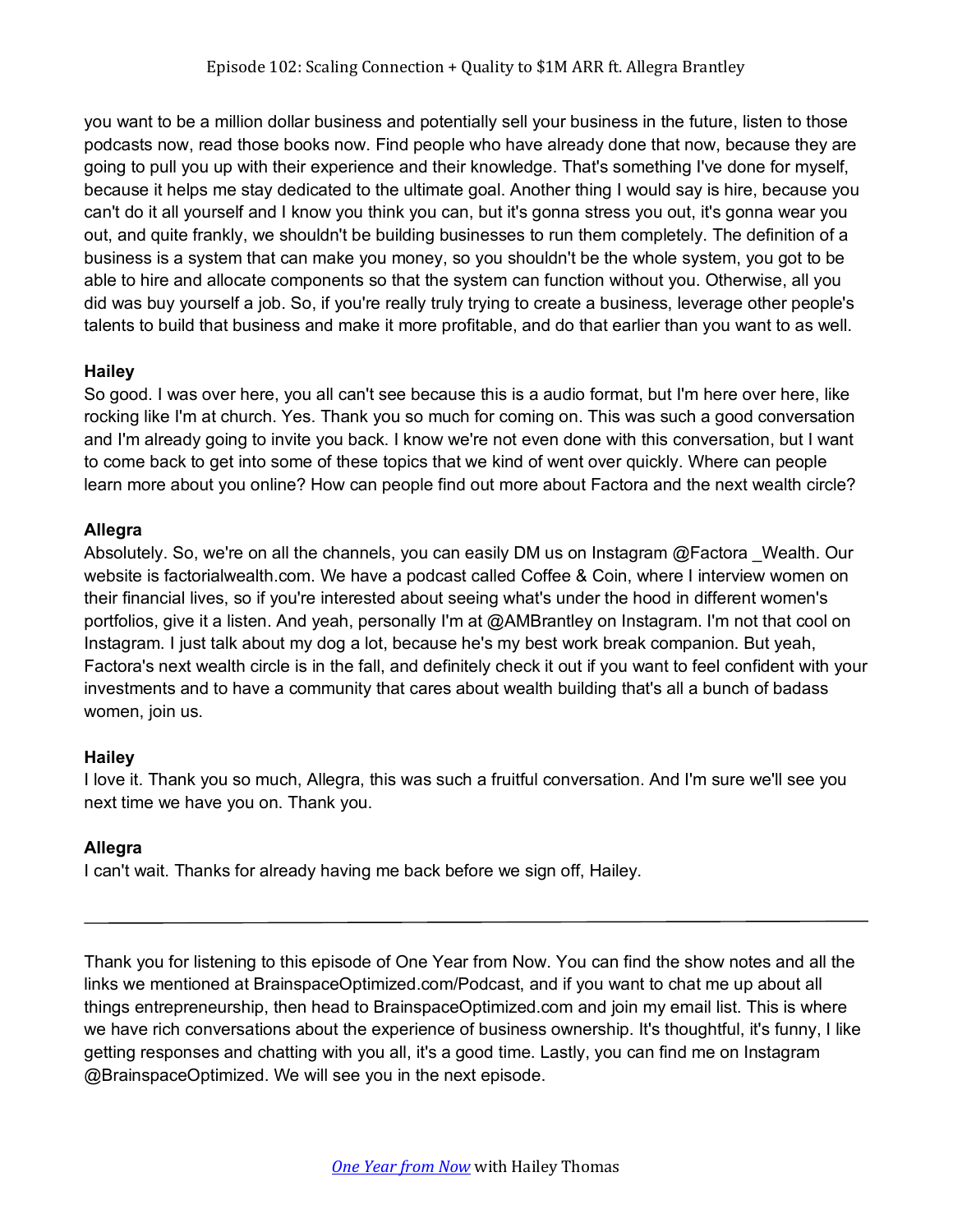you want to be a million dollar business and potentially sell your business in the future, listen to those podcasts now, read those books now. Find people who have already done that now, because they are going to pull you up with their experience and their knowledge. That's something I've done for myself, because it helps me stay dedicated to the ultimate goal. Another thing I would say is hire, because you can't do it all yourself and I know you think you can, but it's gonna stress you out, it's gonna wear you out, and quite frankly, we shouldn't be building businesses to run them completely. The definition of a business is a system that can make you money, so you shouldn't be the whole system, you got to be able to hire and allocate components so that the system can function without you. Otherwise, all you did was buy yourself a job. So, if you're really truly trying to create a business, leverage other people's talents to build that business and make it more profitable, and do that earlier than you want to as well.

**Hailey**
So good. I was over here, you all can't see because this is a audio format, but I'm here over here, like rocking like I'm at church. Yes. Thank you so much for coming on. This was such a good conversation and I'm already going to invite you back. I know we're not even done with this conversation, but I want to come back to get into some of these topics that we kind of went over quickly. Where can people learn more about you online? How can people find out more about Factora and the next wealth circle?

**Allegra**
Absolutely. So, we're on all the channels, you can easily DM us on Instagram @Factora _Wealth. Our website is factorialwealth.com. We have a podcast called Coffee & Coin, where I interview women on their financial lives, so if you're interested about seeing what's under the hood in different women's portfolios, give it a listen. And yeah, personally I'm at @AMBrantley on Instagram. I'm not that cool on Instagram. I just talk about my dog a lot, because he's my best work break companion. But yeah, Factora's next wealth circle is in the fall, and definitely check it out if you want to feel confident with your investments and to have a community that cares about wealth building that's all a bunch of badass women, join us.

**Hailey**
I love it. Thank you so much, Allegra, this was such a fruitful conversation. And I'm sure we'll see you next time we have you on. Thank you.

**Allegra**
I can't wait. Thanks for already having me back before we sign off, Hailey.

---

Thank you for listening to this episode of One Year from Now. You can find the show notes and all the links we mentioned at BrainspaceOptimized.com/Podcast, and if you want to chat me up about all things entrepreneurship, then head to BrainspaceOptimized.com and join my email list. This is where we have rich conversations about the experience of business ownership. It's thoughtful, it's funny, I like getting responses and chatting with you all, it's a good time. Lastly, you can find me on Instagram @BrainspaceOptimized. We will see you in the next episode.